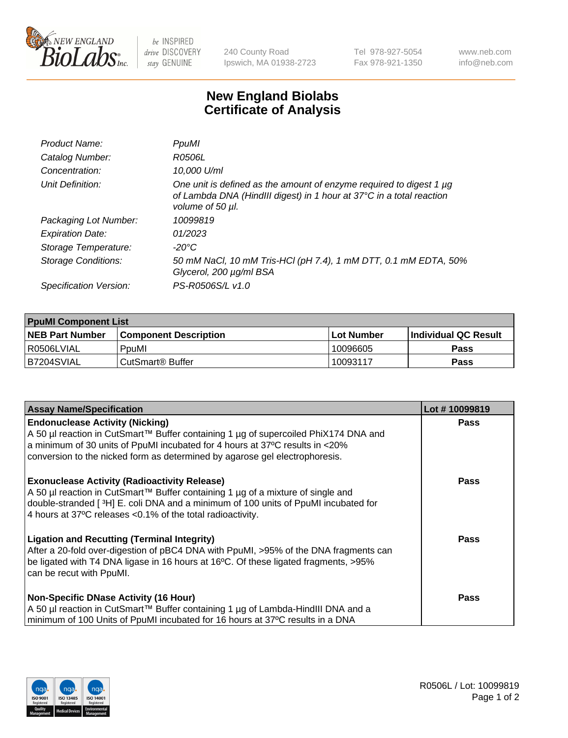# New England Biolabs Certificate of Analysis

| | |
|---|---|
| *Product Name:* | *PpuMI* |
| *Catalog Number:* | *R0506L* |
| *Concentration:* | *10,000 U/ml* |
| *Unit Definition:* | *One unit is defined as the amount of enzyme required to digest 1 µg of Lambda DNA (HindIII digest) in 1 hour at 37°C in a total reaction volume of 50 µl.* |
| *Packaging Lot Number:* | *10099819* |
| *Expiration Date:* | *01/2023* |
| *Storage Temperature:* | *-20°C* |
| *Storage Conditions:* | *50 mM NaCl, 10 mM Tris-HCl (pH 7.4), 1 mM DTT, 0.1 mM EDTA, 50% Glycerol, 200 µg/ml BSA* |
| *Specification Version:* | *PS-R0506S/L v1.0* |

| **PpuMI Component List** | | | |
|---|---|---|---|
| **NEB Part Number** | **Component Description** | **Lot Number** | **Individual QC Result** |
| R0506LVIAL | PpuMI | 10096605 | **Pass** |
| B7204SVIAL | CutSmart® Buffer | 10093117 | **Pass** |

| **Assay Name/Specification** | **Lot # 10099819** |
|---|---|
| **Endonuclease Activity (Nicking)** A 50 µl reaction in CutSmart™ Buffer containing 1 µg of supercoiled PhiX174 DNA and a minimum of 30 units of PpuMI incubated for 4 hours at 37ºC results in <20% conversion to the nicked form as determined by agarose gel electrophoresis. | **Pass** |
| **Exonuclease Activity (Radioactivity Release)** A 50 µl reaction in CutSmart™ Buffer containing 1 µg of a mixture of single and double-stranded [ $^3$H] E. coli DNA and a minimum of 100 units of PpuMI incubated for 4 hours at 37ºC releases <0.1% of the total radioactivity. | **Pass** |
| **Ligation and Recutting (Terminal Integrity)** After a 20-fold over-digestion of pBC4 DNA with PpuMI, >95% of the DNA fragments can be ligated with T4 DNA ligase in 16 hours at 16ºC. Of these ligated fragments, >95% can be recut with PpuMI. | **Pass** |
| **Non-Specific DNase Activity (16 Hour)** A 50 µl reaction in CutSmart™ Buffer containing 1 µg of Lambda-HindIII DNA and a minimum of 100 Units of PpuMI incubated for 16 hours at 37ºC results in a DNA | **Pass** |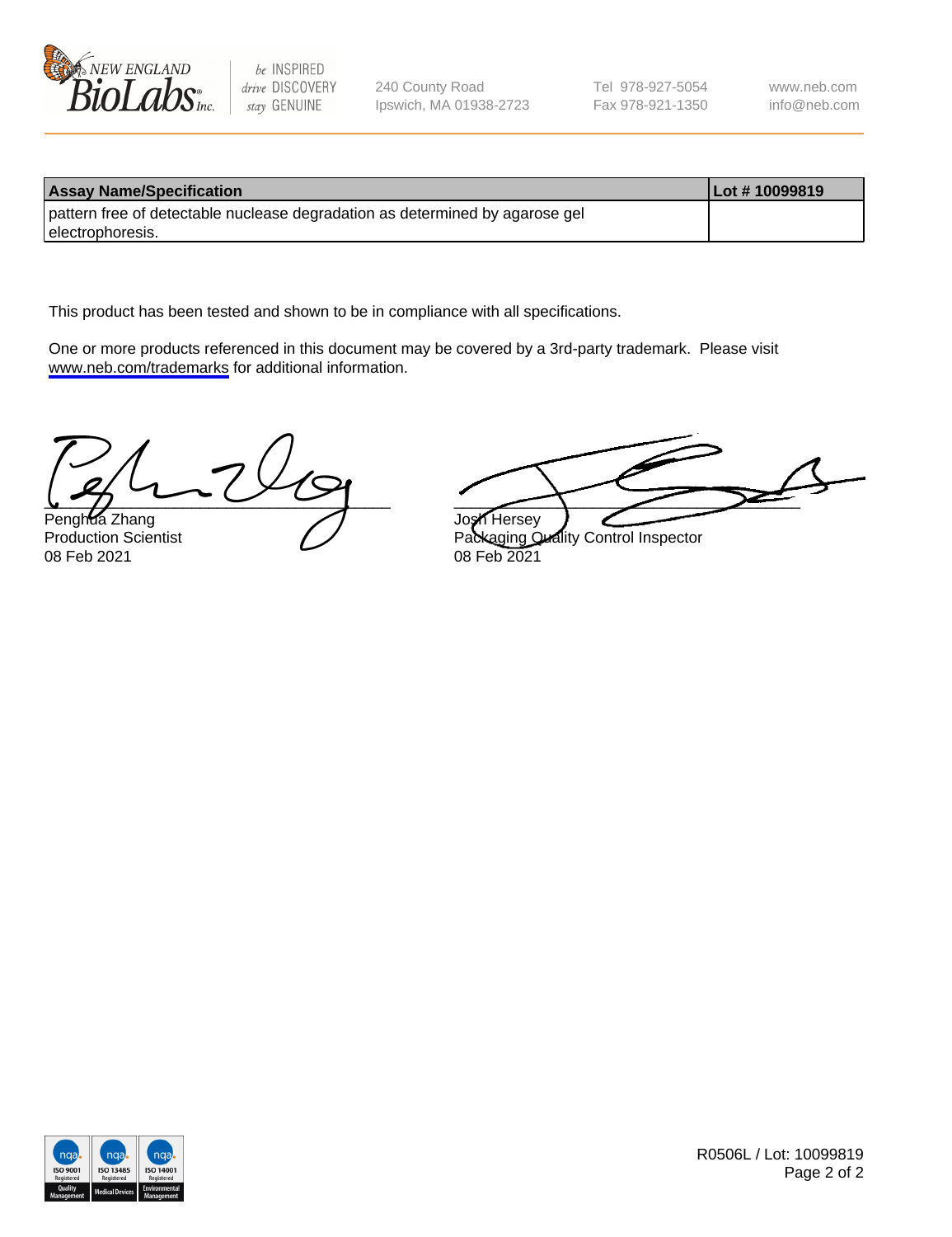| Assay Name/Specification | Lot # 10099819 |
|---|---|
| pattern free of detectable nuclease degradation as determined by agarose gel electrophoresis. | |

This product has been tested and shown to be in compliance with all specifications.

One or more products referenced in this document may be covered by a 3rd-party trademark. Please visit www.neb.com/trademarks for additional information.

Penghua Zhang
Production Scientist
08 Feb 2021

Josh Hersey
Packaging Quality Control Inspector
08 Feb 2021

R0506L / Lot: 10099819